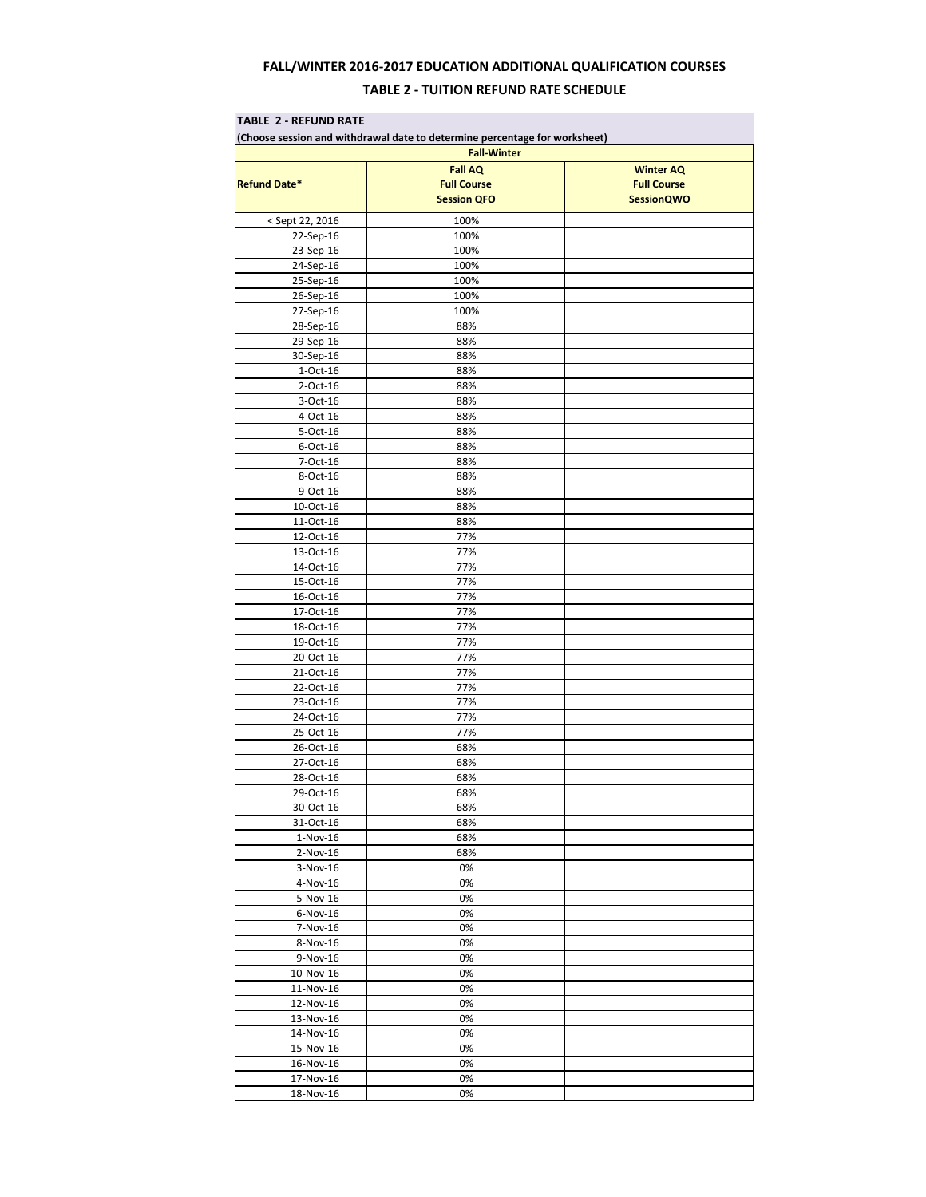## FALL/WINTER 2016-2017 EDUCATION ADDITIONAL QUALIFICATION COURSES

## TABLE 2 - TUITION REFUND RATE SCHEDULE

**TABLE 2 - REFUND RATE**

**(Choose session and withdrawal date to determine percentage for worksheet)**

| Fall-Winter | | |
|---|---|---|
| **Refund Date*** | **Fall AQ Full Course Session QFO** | **Winter AQ Full Course SessionQWO** |
| < Sept 22, 2016 | 100% | |
| 22-Sep-16 | 100% | |
| 23-Sep-16 | 100% | |
| 24-Sep-16 | 100% | |
| 25-Sep-16 | 100% | |
| 26-Sep-16 | 100% | |
| 27-Sep-16 | 100% | |
| 28-Sep-16 | 88% | |
| 29-Sep-16 | 88% | |
| 30-Sep-16 | 88% | |
| 1-Oct-16 | 88% | |
| 2-Oct-16 | 88% | |
| 3-Oct-16 | 88% | |
| 4-Oct-16 | 88% | |
| 5-Oct-16 | 88% | |
| 6-Oct-16 | 88% | |
| 7-Oct-16 | 88% | |
| 8-Oct-16 | 88% | |
| 9-Oct-16 | 88% | |
| 10-Oct-16 | 88% | |
| 11-Oct-16 | 88% | |
| 12-Oct-16 | 77% | |
| 13-Oct-16 | 77% | |
| 14-Oct-16 | 77% | |
| 15-Oct-16 | 77% | |
| 16-Oct-16 | 77% | |
| 17-Oct-16 | 77% | |
| 18-Oct-16 | 77% | |
| 19-Oct-16 | 77% | |
| 20-Oct-16 | 77% | |
| 21-Oct-16 | 77% | |
| 22-Oct-16 | 77% | |
| 23-Oct-16 | 77% | |
| 24-Oct-16 | 77% | |
| 25-Oct-16 | 77% | |
| 26-Oct-16 | 68% | |
| 27-Oct-16 | 68% | |
| 28-Oct-16 | 68% | |
| 29-Oct-16 | 68% | |
| 30-Oct-16 | 68% | |
| 31-Oct-16 | 68% | |
| 1-Nov-16 | 68% | |
| 2-Nov-16 | 68% | |
| 3-Nov-16 | 0% | |
| 4-Nov-16 | 0% | |
| 5-Nov-16 | 0% | |
| 6-Nov-16 | 0% | |
| 7-Nov-16 | 0% | |
| 8-Nov-16 | 0% | |
| 9-Nov-16 | 0% | |
| 10-Nov-16 | 0% | |
| 11-Nov-16 | 0% | |
| 12-Nov-16 | 0% | |
| 13-Nov-16 | 0% | |
| 14-Nov-16 | 0% | |
| 15-Nov-16 | 0% | |
| 16-Nov-16 | 0% | |
| 17-Nov-16 | 0% | |
| 18-Nov-16 | 0% | |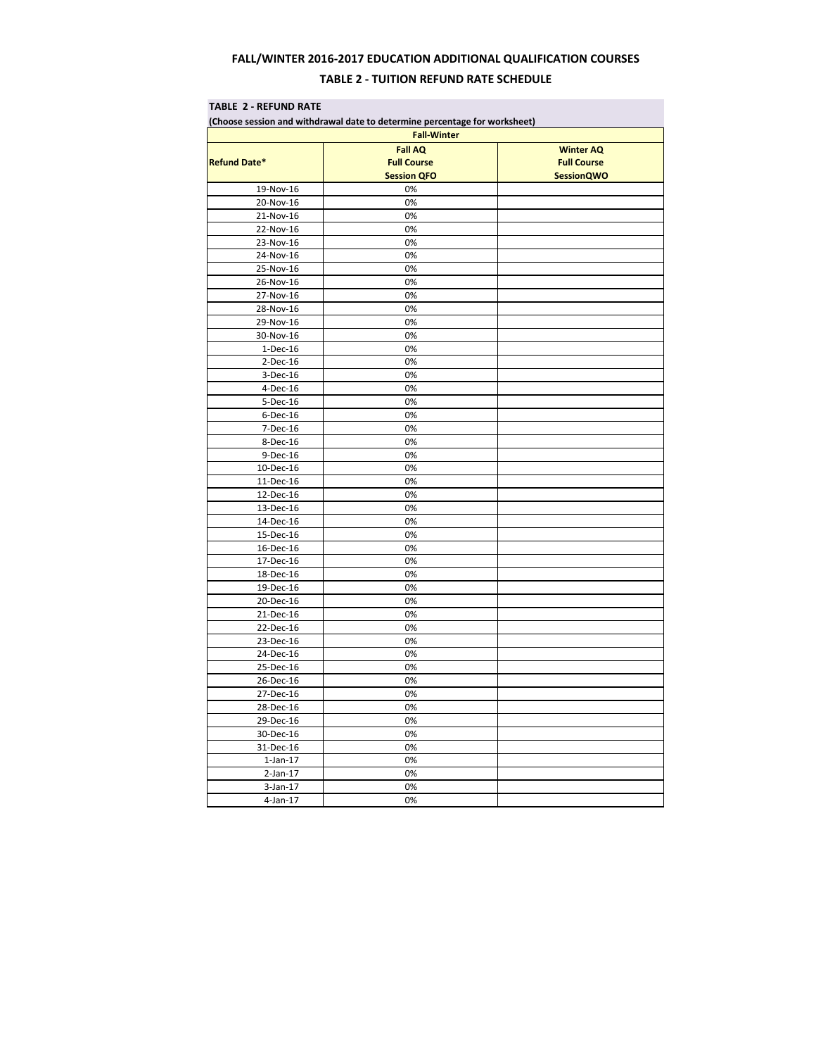# FALL/WINTER 2016-2017 EDUCATION ADDITIONAL QUALIFICATION COURSES

## TABLE 2 - TUITION REFUND RATE SCHEDULE

**TABLE 2 - REFUND RATE**

**(Choose session and withdrawal date to determine percentage for worksheet)**

| | Fall-Winter | |
|---|---|---|
| **Refund Date*** | **Fall AQ Full Course Session QFO** | **Winter AQ Full Course SessionQWO** |
| 19-Nov-16 | 0% | |
| 20-Nov-16 | 0% | |
| 21-Nov-16 | 0% | |
| 22-Nov-16 | 0% | |
| 23-Nov-16 | 0% | |
| 24-Nov-16 | 0% | |
| 25-Nov-16 | 0% | |
| 26-Nov-16 | 0% | |
| 27-Nov-16 | 0% | |
| 28-Nov-16 | 0% | |
| 29-Nov-16 | 0% | |
| 30-Nov-16 | 0% | |
| 1-Dec-16 | 0% | |
| 2-Dec-16 | 0% | |
| 3-Dec-16 | 0% | |
| 4-Dec-16 | 0% | |
| 5-Dec-16 | 0% | |
| 6-Dec-16 | 0% | |
| 7-Dec-16 | 0% | |
| 8-Dec-16 | 0% | |
| 9-Dec-16 | 0% | |
| 10-Dec-16 | 0% | |
| 11-Dec-16 | 0% | |
| 12-Dec-16 | 0% | |
| 13-Dec-16 | 0% | |
| 14-Dec-16 | 0% | |
| 15-Dec-16 | 0% | |
| 16-Dec-16 | 0% | |
| 17-Dec-16 | 0% | |
| 18-Dec-16 | 0% | |
| 19-Dec-16 | 0% | |
| 20-Dec-16 | 0% | |
| 21-Dec-16 | 0% | |
| 22-Dec-16 | 0% | |
| 23-Dec-16 | 0% | |
| 24-Dec-16 | 0% | |
| 25-Dec-16 | 0% | |
| 26-Dec-16 | 0% | |
| 27-Dec-16 | 0% | |
| 28-Dec-16 | 0% | |
| 29-Dec-16 | 0% | |
| 30-Dec-16 | 0% | |
| 31-Dec-16 | 0% | |
| 1-Jan-17 | 0% | |
| 2-Jan-17 | 0% | |
| 3-Jan-17 | 0% | |
| 4-Jan-17 | 0% | |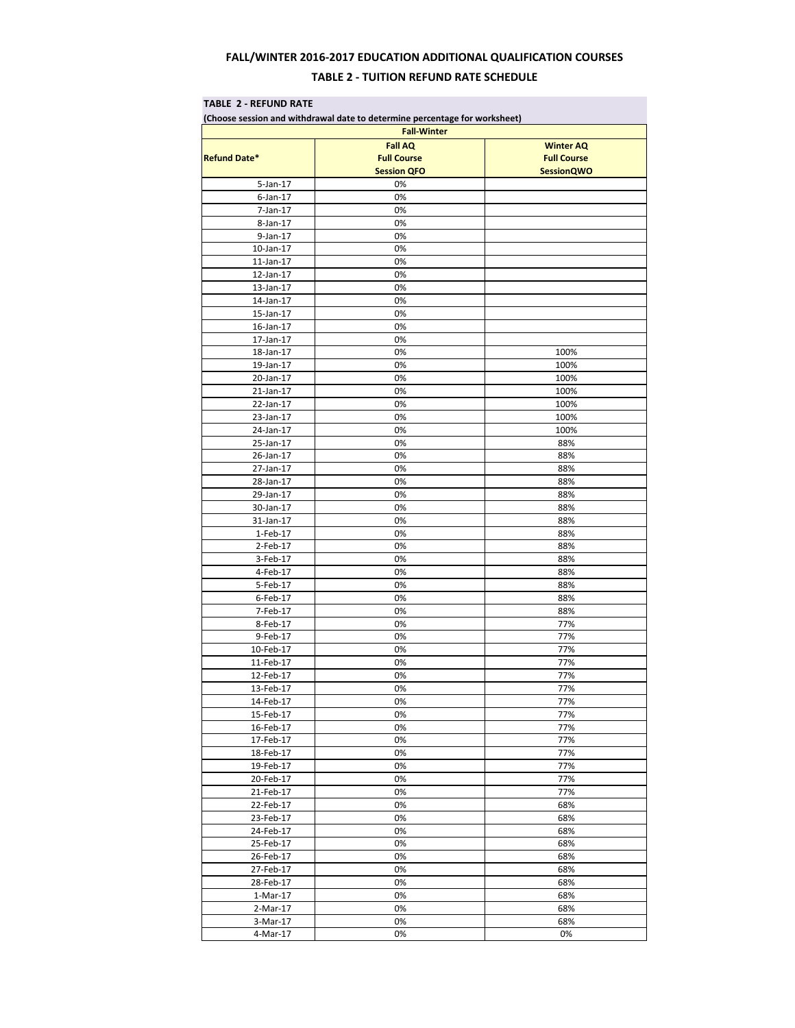# FALL/WINTER 2016-2017 EDUCATION ADDITIONAL QUALIFICATION COURSES

## TABLE 2 - TUITION REFUND RATE SCHEDULE

**TABLE 2 - REFUND RATE**

**(Choose session and withdrawal date to determine percentage for worksheet)**

| | Fall-Winter | |
|---|---|---|
| **Refund Date*** | **Fall AQ Full Course Session QFO** | **Winter AQ Full Course SessionQWO** |
| 5-Jan-17 | 0% | |
| 6-Jan-17 | 0% | |
| 7-Jan-17 | 0% | |
| 8-Jan-17 | 0% | |
| 9-Jan-17 | 0% | |
| 10-Jan-17 | 0% | |
| 11-Jan-17 | 0% | |
| 12-Jan-17 | 0% | |
| 13-Jan-17 | 0% | |
| 14-Jan-17 | 0% | |
| 15-Jan-17 | 0% | |
| 16-Jan-17 | 0% | |
| 17-Jan-17 | 0% | |
| 18-Jan-17 | 0% | 100% |
| 19-Jan-17 | 0% | 100% |
| 20-Jan-17 | 0% | 100% |
| 21-Jan-17 | 0% | 100% |
| 22-Jan-17 | 0% | 100% |
| 23-Jan-17 | 0% | 100% |
| 24-Jan-17 | 0% | 100% |
| 25-Jan-17 | 0% | 88% |
| 26-Jan-17 | 0% | 88% |
| 27-Jan-17 | 0% | 88% |
| 28-Jan-17 | 0% | 88% |
| 29-Jan-17 | 0% | 88% |
| 30-Jan-17 | 0% | 88% |
| 31-Jan-17 | 0% | 88% |
| 1-Feb-17 | 0% | 88% |
| 2-Feb-17 | 0% | 88% |
| 3-Feb-17 | 0% | 88% |
| 4-Feb-17 | 0% | 88% |
| 5-Feb-17 | 0% | 88% |
| 6-Feb-17 | 0% | 88% |
| 7-Feb-17 | 0% | 88% |
| 8-Feb-17 | 0% | 77% |
| 9-Feb-17 | 0% | 77% |
| 10-Feb-17 | 0% | 77% |
| 11-Feb-17 | 0% | 77% |
| 12-Feb-17 | 0% | 77% |
| 13-Feb-17 | 0% | 77% |
| 14-Feb-17 | 0% | 77% |
| 15-Feb-17 | 0% | 77% |
| 16-Feb-17 | 0% | 77% |
| 17-Feb-17 | 0% | 77% |
| 18-Feb-17 | 0% | 77% |
| 19-Feb-17 | 0% | 77% |
| 20-Feb-17 | 0% | 77% |
| 21-Feb-17 | 0% | 77% |
| 22-Feb-17 | 0% | 68% |
| 23-Feb-17 | 0% | 68% |
| 24-Feb-17 | 0% | 68% |
| 25-Feb-17 | 0% | 68% |
| 26-Feb-17 | 0% | 68% |
| 27-Feb-17 | 0% | 68% |
| 28-Feb-17 | 0% | 68% |
| 1-Mar-17 | 0% | 68% |
| 2-Mar-17 | 0% | 68% |
| 3-Mar-17 | 0% | 68% |
| 4-Mar-17 | 0% | 0% |